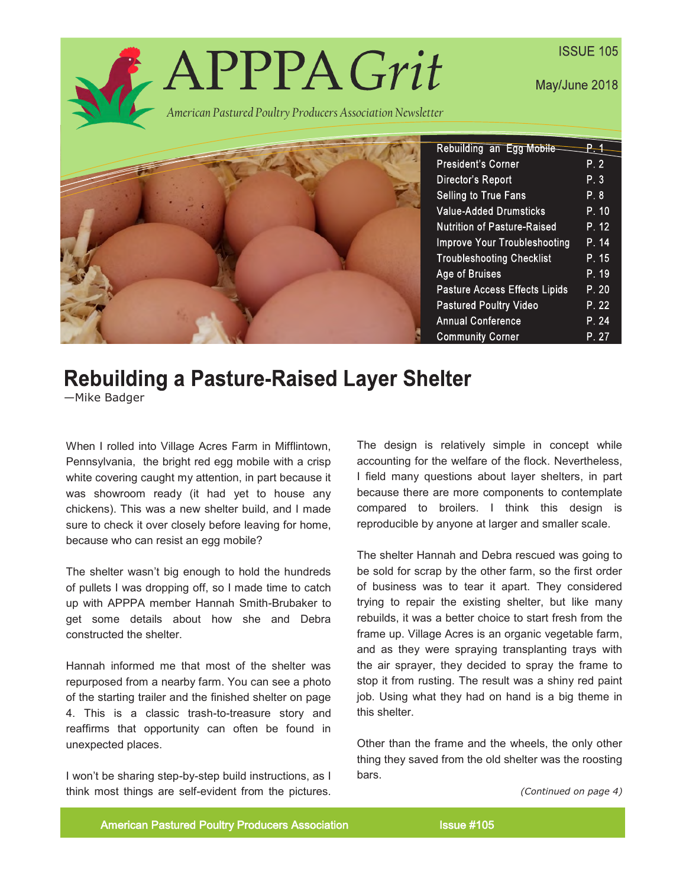# APPPA *Grit*

*American Pastured Poultry Producers Association Newsletter*

ISSUE 105

May/June 2018

| | |
|---|---|
| Rebuilding an Egg Mobile | P. 1 |
| President's Corner | P. 2 |
| Director's Report | P. 3 |
| Selling to True Fans | P. 8 |
| Value-Added Drumsticks | P. 10 |
| Nutrition of Pasture-Raised | P. 12 |
| Improve Your Troubleshooting | P. 14 |
| Troubleshooting Checklist | P. 15 |
| Age of Bruises | P. 19 |
| Pasture Access Effects Lipids | P. 20 |
| Pastured Poultry Video | P. 22 |
| Annual Conference | P. 24 |
| Community Corner | P. 27 |

## Rebuilding a Pasture-Raised Layer Shelter

—Mike Badger

When I rolled into Village Acres Farm in Mifflintown, Pennsylvania, the bright red egg mobile with a crisp white covering caught my attention, in part because it was showroom ready (it had yet to house any chickens). This was a new shelter build, and I made sure to check it over closely before leaving for home, because who can resist an egg mobile?

The shelter wasn't big enough to hold the hundreds of pullets I was dropping off, so I made time to catch up with APPPA member Hannah Smith-Brubaker to get some details about how she and Debra constructed the shelter.

Hannah informed me that most of the shelter was repurposed from a nearby farm. You can see a photo of the starting trailer and the finished shelter on page 4. This is a classic trash-to-treasure story and reaffirms that opportunity can often be found in unexpected places.

I won't be sharing step-by-step build instructions, as I think most things are self-evident from the pictures. The design is relatively simple in concept while accounting for the welfare of the flock. Nevertheless, I field many questions about layer shelters, in part because there are more components to contemplate compared to broilers. I think this design is reproducible by anyone at larger and smaller scale.

The shelter Hannah and Debra rescued was going to be sold for scrap by the other farm, so the first order of business was to tear it apart. They considered trying to repair the existing shelter, but like many rebuilds, it was a better choice to start fresh from the frame up. Village Acres is an organic vegetable farm, and as they were spraying transplanting trays with the air sprayer, they decided to spray the frame to stop it from rusting. The result was a shiny red paint job. Using what they had on hand is a big theme in this shelter.

Other than the frame and the wheels, the only other thing they saved from the old shelter was the roosting bars.

*(Continued on page 4)*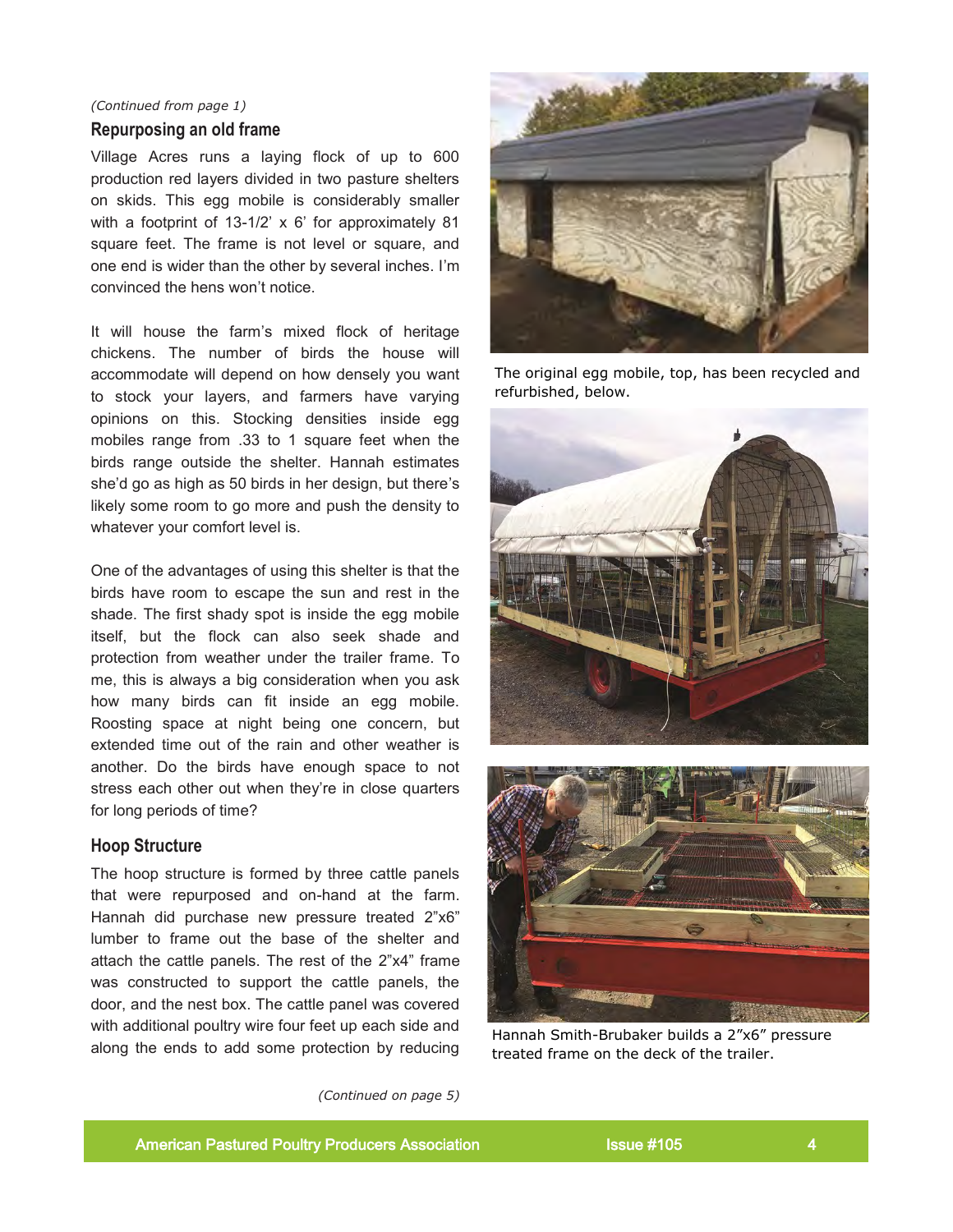*(Continued from page 1)*

## Repurposing an old frame

Village Acres runs a laying flock of up to 600 production red layers divided in two pasture shelters on skids. This egg mobile is considerably smaller with a footprint of 13-1/2' x 6' for approximately 81 square feet. The frame is not level or square, and one end is wider than the other by several inches. I'm convinced the hens won't notice.

It will house the farm's mixed flock of heritage chickens. The number of birds the house will accommodate will depend on how densely you want to stock your layers, and farmers have varying opinions on this. Stocking densities inside egg mobiles range from .33 to 1 square feet when the birds range outside the shelter. Hannah estimates she'd go as high as 50 birds in her design, but there's likely some room to go more and push the density to whatever your comfort level is.

One of the advantages of using this shelter is that the birds have room to escape the sun and rest in the shade. The first shady spot is inside the egg mobile itself, but the flock can also seek shade and protection from weather under the trailer frame. To me, this is always a big consideration when you ask how many birds can fit inside an egg mobile. Roosting space at night being one concern, but extended time out of the rain and other weather is another. Do the birds have enough space to not stress each other out when they're in close quarters for long periods of time?

## Hoop Structure

The hoop structure is formed by three cattle panels that were repurposed and on-hand at the farm. Hannah did purchase new pressure treated 2"x6" lumber to frame out the base of the shelter and attach the cattle panels. The rest of the 2"x4" frame was constructed to support the cattle panels, the door, and the nest box. The cattle panel was covered with additional poultry wire four feet up each side and along the ends to add some protection by reducing

*(Continued on page 5)*

The original egg mobile, top, has been recycled and refurbished, below.

Hannah Smith-Brubaker builds a 2"x6" pressure treated frame on the deck of the trailer.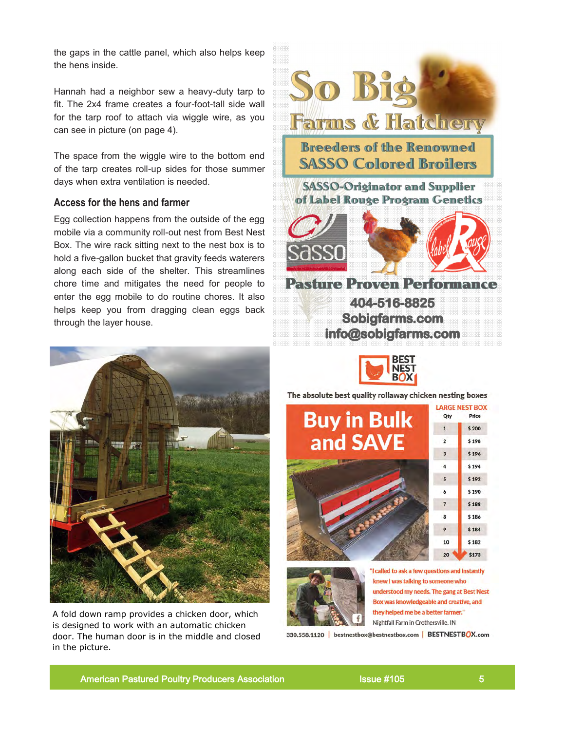the gaps in the cattle panel, which also helps keep the hens inside.

Hannah had a neighbor sew a heavy-duty tarp to fit. The 2x4 frame creates a four-foot-tall side wall for the tarp roof to attach via wiggle wire, as you can see in picture (on page 4).

The space from the wiggle wire to the bottom end of the tarp creates roll-up sides for those summer days when extra ventilation is needed.

### Access for the hens and farmer

Egg collection happens from the outside of the egg mobile via a community roll-out nest from Best Nest Box. The wire rack sitting next to the nest box is to hold a five-gallon bucket that gravity feeds waterers along each side of the shelter. This streamlines chore time and mitigates the need for people to enter the egg mobile to do routine chores. It also helps keep you from dragging clean eggs back through the layer house.

A fold down ramp provides a chicken door, which is designed to work with an automatic chicken door. The human door is in the middle and closed in the picture.

**So Big Farms & Hatchery**

**Breeders of the Renowned SASSO Colored Broilers**

SASSO-Originator and Supplier of Label Rouge Program Genetics

**Pasture Proven Performance**

404-516-8825
Sobigfarms.com
info@sobigfarms.com

**BEST NEST BOX**

The absolute best quality rollaway chicken nesting boxes

**Buy in Bulk and SAVE**

LARGE NEST BOX

| Qty | Price |
|---|---|
| 1 | $ 200 |
| 2 | $ 198 |
| 3 | $ 196 |
| 4 | $ 194 |
| 5 | $ 192 |
| 6 | $ 190 |
| 7 | $ 188 |
| 8 | $ 186 |
| 9 | $ 184 |
| 10 | $ 182 |
| 20 | $ 173 |

"I called to ask a few questions and instantly knew I was talking to someone who understood my needs. The gang at Best Nest Box was knowledgeable and creative, and they helped me be a better farmer."
Nightfall Farm in Crothersville, IN

330.558.1120 | bestnestbox@bestnestbox.com | BESTNESTBOX.com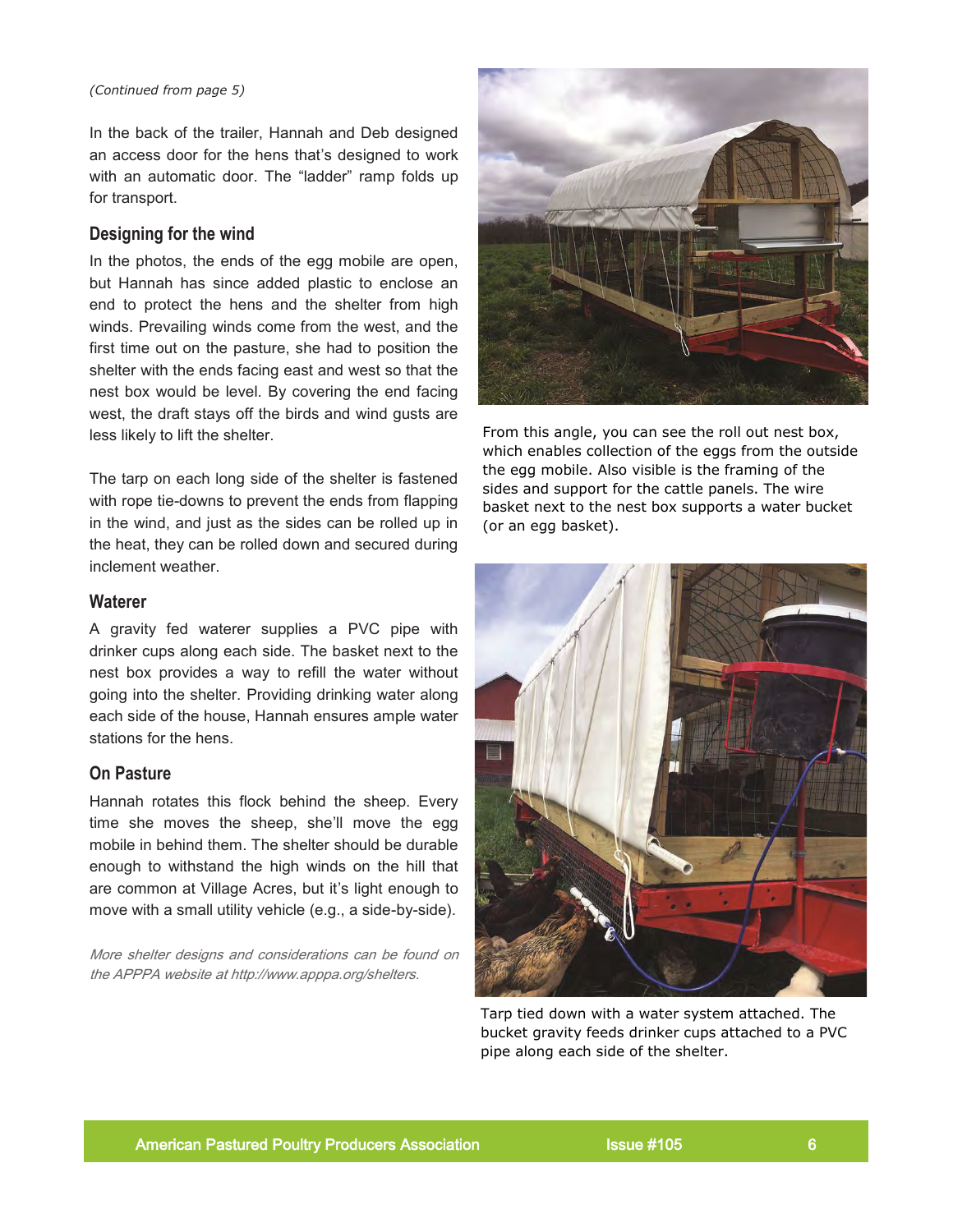*(Continued from page 5)*

In the back of the trailer, Hannah and Deb designed an access door for the hens that's designed to work with an automatic door. The "ladder" ramp folds up for transport.

### Designing for the wind

In the photos, the ends of the egg mobile are open, but Hannah has since added plastic to enclose an end to protect the hens and the shelter from high winds. Prevailing winds come from the west, and the first time out on the pasture, she had to position the shelter with the ends facing east and west so that the nest box would be level. By covering the end facing west, the draft stays off the birds and wind gusts are less likely to lift the shelter.

The tarp on each long side of the shelter is fastened with rope tie-downs to prevent the ends from flapping in the wind, and just as the sides can be rolled up in the heat, they can be rolled down and secured during inclement weather.

### Waterer

A gravity fed waterer supplies a PVC pipe with drinker cups along each side. The basket next to the nest box provides a way to refill the water without going into the shelter. Providing drinking water along each side of the house, Hannah ensures ample water stations for the hens.

### On Pasture

Hannah rotates this flock behind the sheep. Every time she moves the sheep, she'll move the egg mobile in behind them. The shelter should be durable enough to withstand the high winds on the hill that are common at Village Acres, but it's light enough to move with a small utility vehicle (e.g., a side-by-side).

*More shelter designs and considerations can be found on the APPPA website at http://www.apppa.org/shelters.*

From this angle, you can see the roll out nest box, which enables collection of the eggs from the outside the egg mobile. Also visible is the framing of the sides and support for the cattle panels. The wire basket next to the nest box supports a water bucket (or an egg basket).

Tarp tied down with a water system attached. The bucket gravity feeds drinker cups attached to a PVC pipe along each side of the shelter.